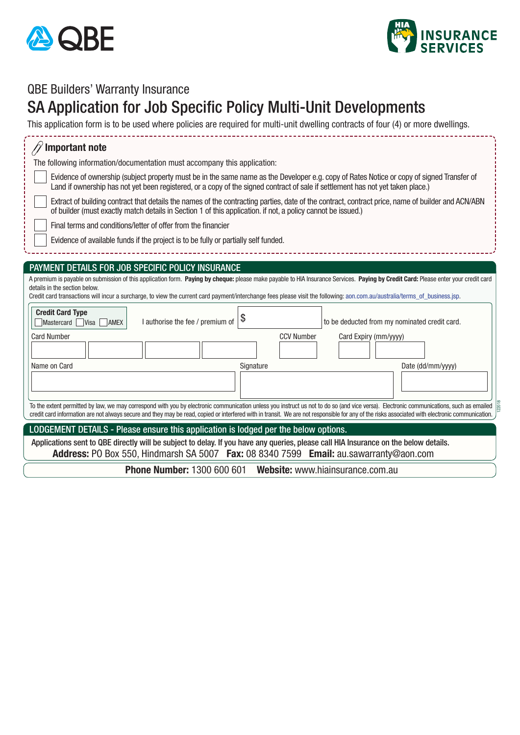QBE Builders' Warranty Insurance

# SA Application for Job Specific Policy Multi-Unit Developments

This application form is to be used where policies are required for multi-unit dwelling contracts of four (4) or more dwellings.

## Important note

The following information/documentation must accompany this application:

- [ ] Evidence of ownership (subject property must be in the same name as the Developer e.g. copy of Rates Notice or copy of signed Transfer of Land if ownership has not yet been registered, or a copy of the signed contract of sale if settlement has not yet taken place.)
- [ ] Extract of building contract that details the names of the contracting parties, date of the contract, contract price, name of builder and ACN/ABN of builder (must exactly match details in Section 1 of this application. if not, a policy cannot be issued.)
- [ ] Final terms and conditions/letter of offer from the financier
- [ ] Evidence of available funds if the project is to be fully or partially self funded.

## PAYMENT DETAILS FOR JOB SPECIFIC POLICY INSURANCE

A premium is payable on submission of this application form. **Paying by cheque:** please make payable to HIA Insurance Services. **Paying by Credit Card:** Please enter your credit card details in the section below.

Credit card transactions will incur a surcharge, to view the current card payment/interchange fees please visit the following: aon.com.au/australia/terms_of_business.jsp.

**Credit Card Type**

- [ ] Mastercard
- [ ] Visa
- [ ] AMEX

I authorise the fee / premium of $ __________ to be deducted from my nominated credit card.

| Card Number | CCV Number | Card Expiry (mm/yyyy) |
|---|---|---|
| | | |

| Name on Card | Signature | Date (dd/mm/yyyy) |
|---|---|---|
| | | |

To the extent permitted by law, we may correspond with you by electronic communication unless you instruct us not to do so (and vice versa). Electronic communications, such as emailed credit card information are not always secure and they may be read, copied or interfered with in transit. We are not responsible for any of the risks associated with electronic communication.

## LODGEMENT DETAILS - Please ensure this application is lodged per the below options.

Applications sent to QBE directly will be subject to delay. If you have any queries, please call HIA Insurance on the below details.

**Address:** PO Box 550, Hindmarsh SA 5007 **Fax:** 08 8340 7599 **Email:** au.sawarranty@aon.com

**Phone Number:** 1300 600 601 **Website:** www.hiainsurance.com.au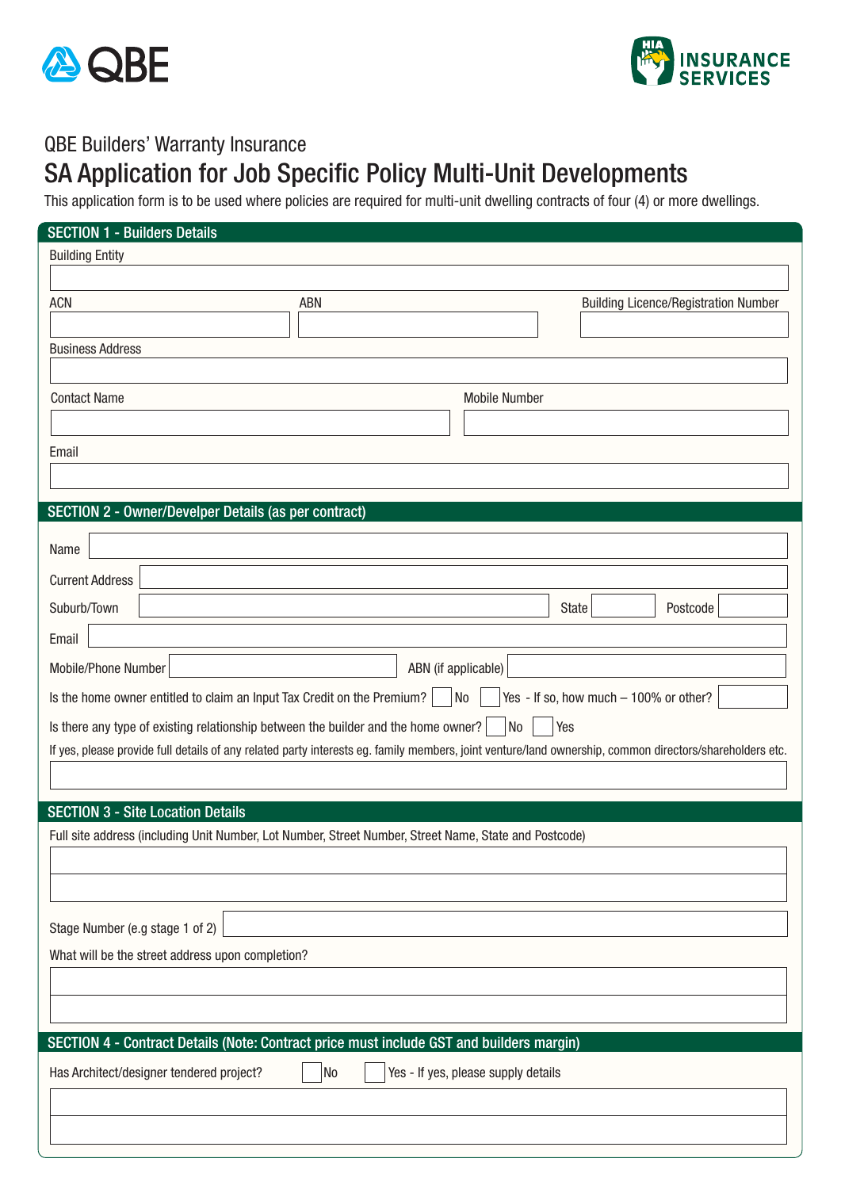# QBE Builders' Warranty Insurance

## SA Application for Job Specific Policy Multi-Unit Developments

This application form is to be used where policies are required for multi-unit dwelling contracts of four (4) or more dwellings.

### SECTION 1 - Builders Details

Building Entity

ACN

ABN

Building Licence/Registration Number

Business Address

Contact Name

Mobile Number

Email

### SECTION 2 - Owner/Develper Details (as per contract)

Name

Current Address

Suburb/Town

State

Postcode

Email

Mobile/Phone Number

ABN (if applicable)

Is the home owner entitled to claim an Input Tax Credit on the Premium? ☐ No ☐ Yes - If so, how much – 100% or other?

Is there any type of existing relationship between the builder and the home owner? ☐ No ☐ Yes

If yes, please provide full details of any related party interests eg. family members, joint venture/land ownership, common directors/shareholders etc.

### SECTION 3 - Site Location Details

Full site address (including Unit Number, Lot Number, Street Number, Street Name, State and Postcode)

Stage Number (e.g stage 1 of 2)

What will be the street address upon completion?

### SECTION 4 - Contract Details (Note: Contract price must include GST and builders margin)

Has Architect/designer tendered project? ☐ No ☐ Yes - If yes, please supply details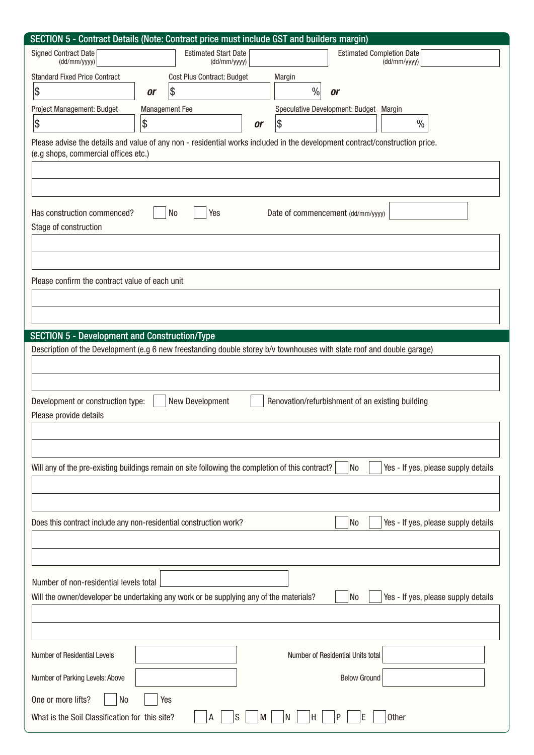## SECTION 5 - Contract Details (Note: Contract price must include GST and builders margin)

Signed Contract Date (dd/mm/yyyy) ______ Estimated Start Date (dd/mm/yyyy) ______ Estimated Completion Date (dd/mm/yyyy) ______

| Standard Fixed Price Contract | | Cost Plus Contract: Budget | Margin | |
|---|---|---|---|---|
| $ | ***or*** | $ | % | ***or*** |

| Project Management: Budget | Management Fee | | Speculative Development: Budget | Margin |
|---|---|---|---|---|
| $ | $ | ***or*** | $ | % |

Please advise the details and value of any non - residential works included in the development contract/construction price. (e.g shops, commercial offices etc.)

______

Has construction commenced? ☐ No ☐ Yes Date of commencement (dd/mm/yyyy) ______

Stage of construction

______

Please confirm the contract value of each unit

______

## SECTION 5 - Development and Construction/Type

Description of the Development (e.g 6 new freestanding double storey b/v townhouses with slate roof and double garage)

______

Development or construction type: ☐ New Development ☐ Renovation/refurbishment of an existing building

Please provide details

______

Will any of the pre-existing buildings remain on site following the completion of this contract? ☐ No ☐ Yes - If yes, please supply details

______

Does this contract include any non-residential construction work? ☐ No ☐ Yes - If yes, please supply details

______

Number of non-residential levels total ______

Will the owner/developer be undertaking any work or be supplying any of the materials? ☐ No ☐ Yes - If yes, please supply details

______

Number of Residential Levels ______ Number of Residential Units total ______

Number of Parking Levels: Above ______ Below Ground ______

One or more lifts? ☐ No ☐ Yes

What is the Soil Classification for this site? ☐ A ☐ S ☐ M ☐ N ☐ H ☐ P ☐ E ☐ Other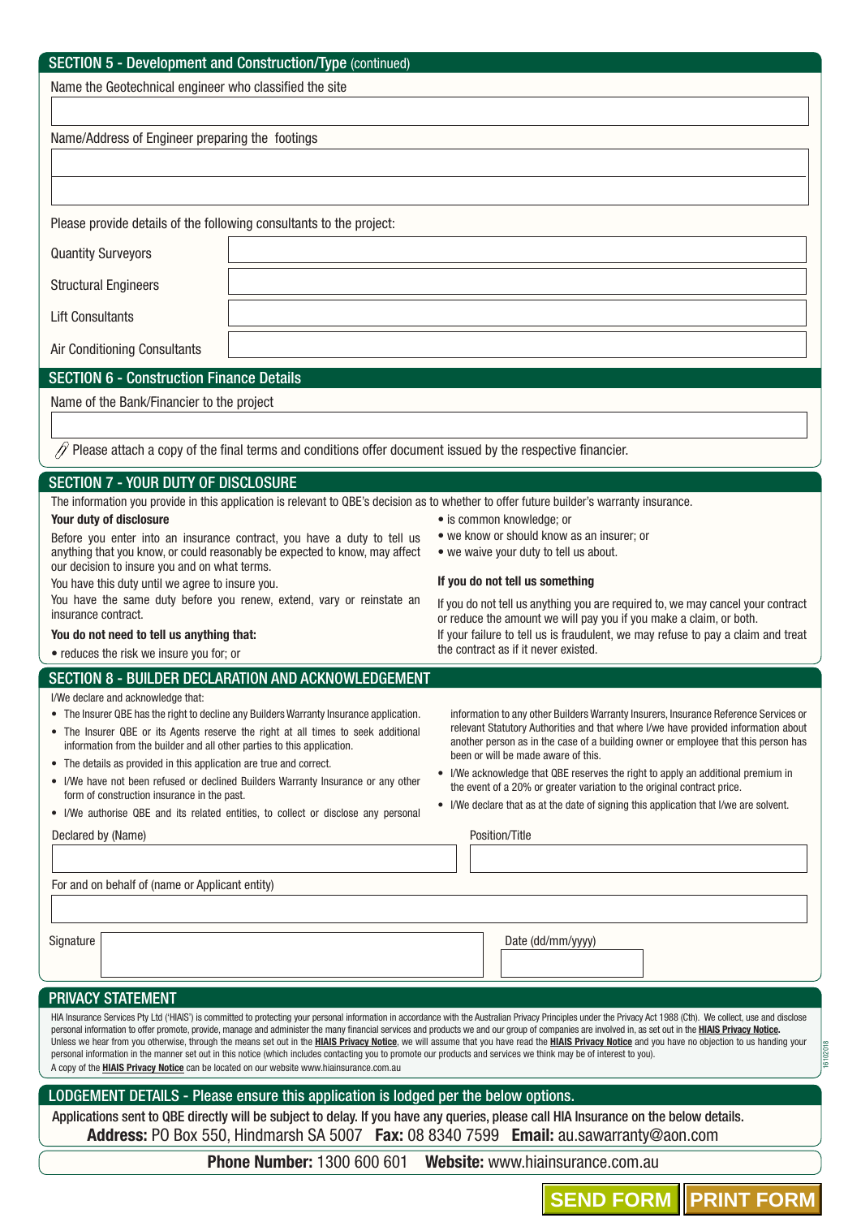## SECTION 5 - Development and Construction/Type (continued)

Name the Geotechnical engineer who classified the site

Name/Address of Engineer preparing the footings

Please provide details of the following consultants to the project:

| | |
|---|---|
| Quantity Surveyors | |
| Structural Engineers | |
| Lift Consultants | |
| Air Conditioning Consultants | |

## SECTION 6 - Construction Finance Details

Name of the Bank/Financier to the project

Please attach a copy of the final terms and conditions offer document issued by the respective financier.

## SECTION 7 - YOUR DUTY OF DISCLOSURE

The information you provide in this application is relevant to QBE's decision as to whether to offer future builder's warranty insurance.

**Your duty of disclosure**

Before you enter into an insurance contract, you have a duty to tell us anything that you know, or could reasonably be expected to know, may affect our decision to insure you and on what terms.

You have this duty until we agree to insure you.

You have the same duty before you renew, extend, vary or reinstate an insurance contract.

**You do not need to tell us anything that:**

- reduces the risk we insure you for; or
- is common knowledge; or
- we know or should know as an insurer; or
- we waive your duty to tell us about.

**If you do not tell us something**

If you do not tell us anything you are required to, we may cancel your contract or reduce the amount we will pay you if you make a claim, or both.

If your failure to tell us is fraudulent, we may refuse to pay a claim and treat the contract as if it never existed.

## SECTION 8 - BUILDER DECLARATION AND ACKNOWLEDGEMENT

I/We declare and acknowledge that:

- The Insurer QBE has the right to decline any Builders Warranty Insurance application.
- The Insurer QBE or its Agents reserve the right at all times to seek additional information from the builder and all other parties to this application.
- The details as provided in this application are true and correct.
- I/We have not been refused or declined Builders Warranty Insurance or any other form of construction insurance in the past.
- I/We authorise QBE and its related entities, to collect or disclose any personal information to any other Builders Warranty Insurers, Insurance Reference Services or relevant Statutory Authorities and that where I/we have provided information about another person as in the case of a building owner or employee that this person has been or will be made aware of this.
- I/We acknowledge that QBE reserves the right to apply an additional premium in the event of a 20% or greater variation to the original contract price.
- I/We declare that as at the date of signing this application that I/we are solvent.

Declared by (Name)

Position/Title

For and on behalf of (name or Applicant entity)

Signature

Date (dd/mm/yyyy)

## PRIVACY STATEMENT

HIA Insurance Services Pty Ltd ('HIAIS') is committed to protecting your personal information in accordance with the Australian Privacy Principles under the Privacy Act 1988 (Cth). We collect, use and disclose personal information to offer promote, provide, manage and administer the many financial services and products we and our group of companies are involved in, as set out in the **HIAIS Privacy Notice.** Unless we hear from you otherwise, through the means set out in the **HIAIS Privacy Notice**, we will assume that you have read the **HIAIS Privacy Notice** and you have no objection to us handing your personal information in the manner set out in this notice (which includes contacting you to promote our products and services we think may be of interest to you).

A copy of the **HIAIS Privacy Notice** can be located on our website www.hiainsurance.com.au

16102018

## LODGEMENT DETAILS - Please ensure this application is lodged per the below options.

Applications sent to QBE directly will be subject to delay. If you have any queries, please call HIA Insurance on the below details.

**Address:** PO Box 550, Hindmarsh SA 5007 **Fax:** 08 8340 7599 **Email:** au.sawarranty@aon.com

**Phone Number:** 1300 600 601 **Website:** www.hiainsurance.com.au

SEND FORM PRINT FORM